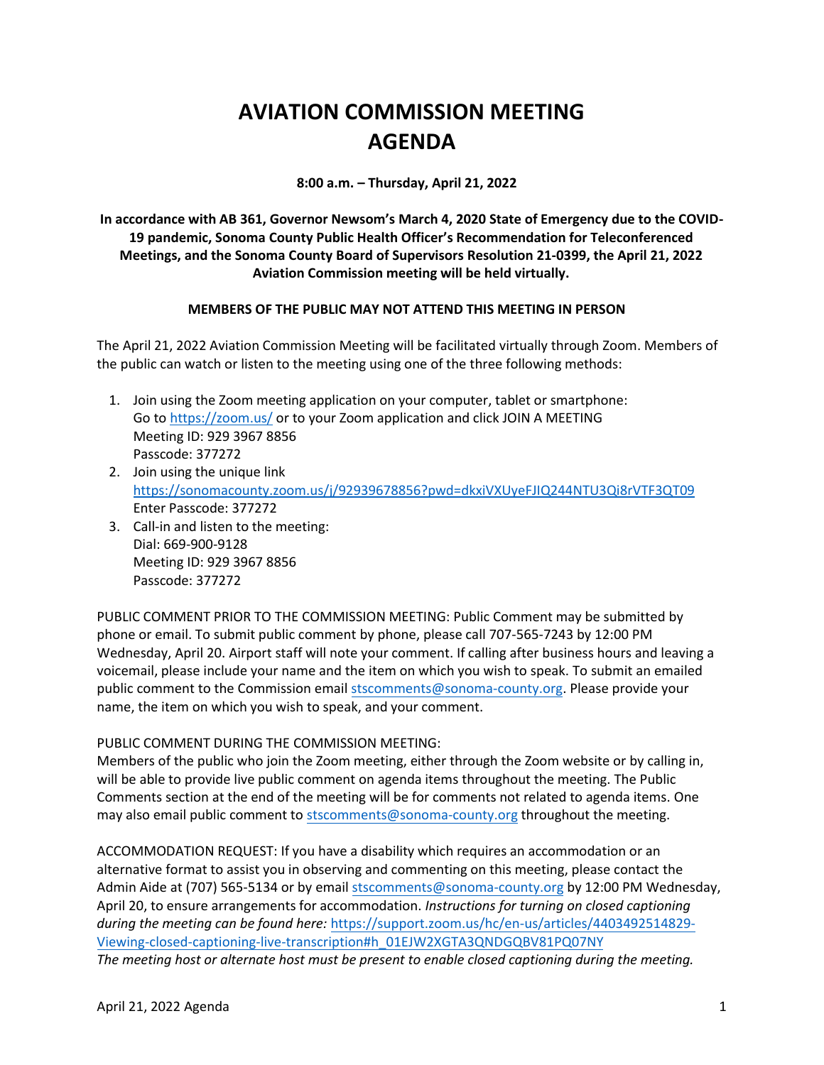# AVIATION COMMISSION MEETING AGENDA

**8:00 a.m. – Thursday, April 21, 2022**

**In accordance with AB 361, Governor Newsom's March 4, 2020 State of Emergency due to the COVID-19 pandemic, Sonoma County Public Health Officer's Recommendation for Teleconferenced Meetings, and the Sonoma County Board of Supervisors Resolution 21-0399, the April 21, 2022 Aviation Commission meeting will be held virtually.**

**MEMBERS OF THE PUBLIC MAY NOT ATTEND THIS MEETING IN PERSON**

The April 21, 2022 Aviation Commission Meeting will be facilitated virtually through Zoom. Members of the public can watch or listen to the meeting using one of the three following methods:

1. Join using the Zoom meeting application on your computer, tablet or smartphone:
   Go to https://zoom.us/ or to your Zoom application and click JOIN A MEETING
   Meeting ID: 929 3967 8856
   Passcode: 377272
2. Join using the unique link
   https://sonomacounty.zoom.us/j/92939678856?pwd=dkxiVXUyeFJIQ244NTU3Qi8rVTF3QT09
   Enter Passcode: 377272
3. Call-in and listen to the meeting:
   Dial: 669-900-9128
   Meeting ID: 929 3967 8856
   Passcode: 377272

PUBLIC COMMENT PRIOR TO THE COMMISSION MEETING: Public Comment may be submitted by phone or email. To submit public comment by phone, please call 707-565-7243 by 12:00 PM Wednesday, April 20. Airport staff will note your comment. If calling after business hours and leaving a voicemail, please include your name and the item on which you wish to speak. To submit an emailed public comment to the Commission email stscomments@sonoma-county.org. Please provide your name, the item on which you wish to speak, and your comment.

PUBLIC COMMENT DURING THE COMMISSION MEETING:
Members of the public who join the Zoom meeting, either through the Zoom website or by calling in, will be able to provide live public comment on agenda items throughout the meeting. The Public Comments section at the end of the meeting will be for comments not related to agenda items. One may also email public comment to stscomments@sonoma-county.org throughout the meeting.

ACCOMMODATION REQUEST: If you have a disability which requires an accommodation or an alternative format to assist you in observing and commenting on this meeting, please contact the Admin Aide at (707) 565-5134 or by email stscomments@sonoma-county.org by 12:00 PM Wednesday, April 20, to ensure arrangements for accommodation. *Instructions for turning on closed captioning during the meeting can be found here:* https://support.zoom.us/hc/en-us/articles/4403492514829-Viewing-closed-captioning-live-transcription#h_01EJW2XGTA3QNDGQBV81PQ07NY
*The meeting host or alternate host must be present to enable closed captioning during the meeting.*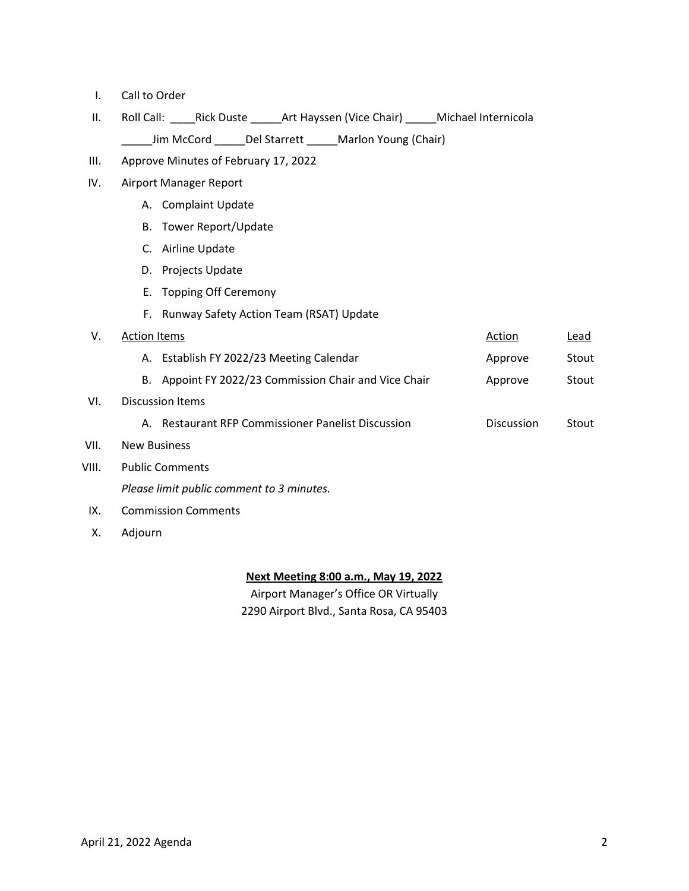I. Call to Order

II. Roll Call: ____Rick Duste _____Art Hayssen (Vice Chair) _____Michael Internicola
_____Jim McCord _____Del Starrett _____Marlon Young (Chair)

III. Approve Minutes of February 17, 2022

IV. Airport Manager Report
   A. Complaint Update
   B. Tower Report/Update
   C. Airline Update
   D. Projects Update
   E. Topping Off Ceremony
   F. Runway Safety Action Team (RSAT) Update

| | | Action | Lead |
|---|---|---|---|
| V. | Action Items | Action | Lead |
| | A. Establish FY 2022/23 Meeting Calendar | Approve | Stout |
| | B. Appoint FY 2022/23 Commission Chair and Vice Chair | Approve | Stout |
| VI. | Discussion Items | | |
| | A. Restaurant RFP Commissioner Panelist Discussion | Discussion | Stout |

VII. New Business

VIII. Public Comments
*Please limit public comment to 3 minutes.*

IX. Commission Comments

X. Adjourn

**Next Meeting 8:00 a.m., May 19, 2022**

Airport Manager's Office OR Virtually
2290 Airport Blvd., Santa Rosa, CA 95403